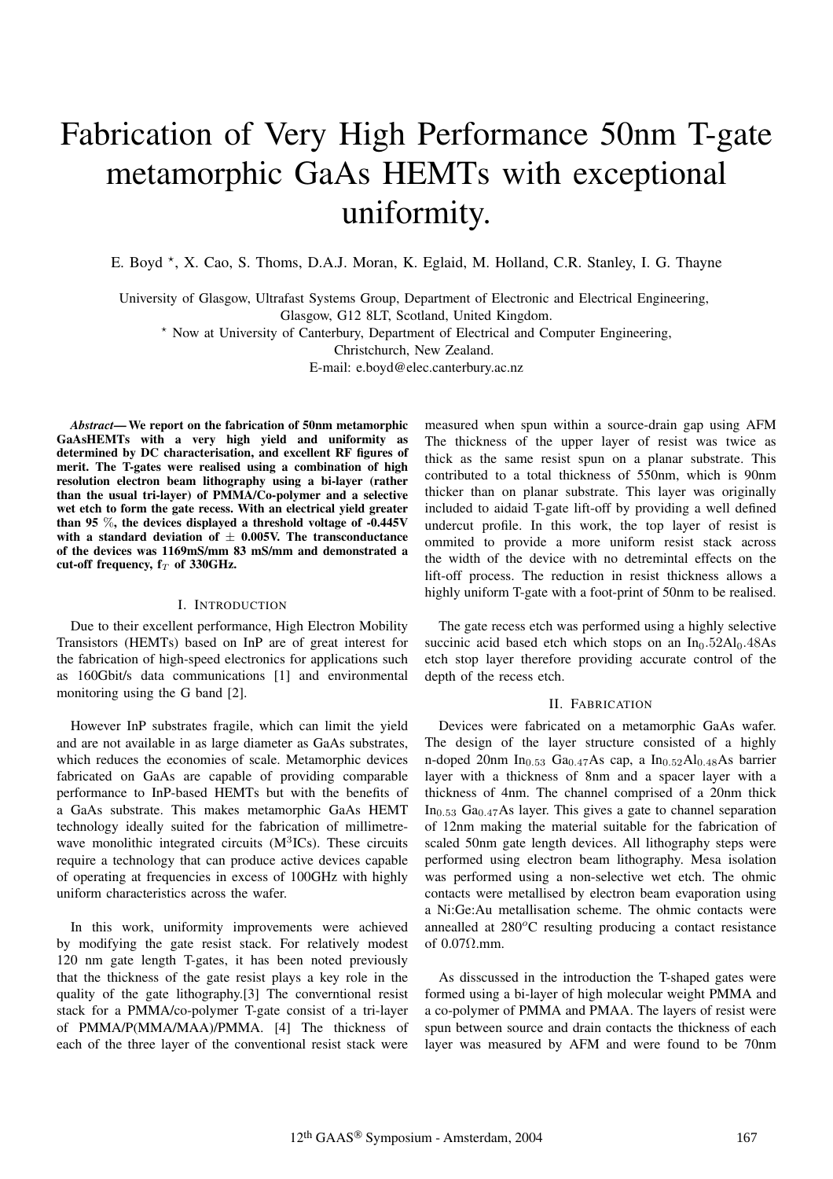# Fabrication of Very High Performance 50nm T-gate metamorphic GaAs HEMTs with exceptional uniformity.

E. Boyd *, X. Cao, S. Thoms, D.A.J. Moran, K. Eglaid, M. Holland, C.R. Stanley, I. G. Thayne

University of Glasgow, Ultrafast Systems Group, Department of Electronic and Electrical Engineering, Glasgow, G12 8LT, Scotland, United Kingdom.
* Now at University of Canterbury, Department of Electrical and Computer Engineering, Christchurch, New Zealand.
E-mail: e.boyd@elec.canterbury.ac.nz

***Abstract*— We report on the fabrication of 50nm metamorphic GaAsHEMTs with a very high yield and uniformity as determined by DC characterisation, and excellent RF figures of merit. The T-gates were realised using a combination of high resolution electron beam lithography using a bi-layer (rather than the usual tri-layer) of PMMA/Co-polymer and a selective wet etch to form the gate recess. With an electrical yield greater than 95 %, the devices displayed a threshold voltage of -0.445V with a standard deviation of ± 0.005V. The transconductance of the devices was 1169mS/mm 83 mS/mm and demonstrated a cut-off frequency, f$_T$ of 330GHz.**

## I. Introduction

Due to their excellent performance, High Electron Mobility Transistors (HEMTs) based on InP are of great interest for the fabrication of high-speed electronics for applications such as 160Gbit/s data communications [1] and environmental monitoring using the G band [2].

However InP substrates fragile, which can limit the yield and are not available in as large diameter as GaAs substrates, which reduces the economies of scale. Metamorphic devices fabricated on GaAs are capable of providing comparable performance to InP-based HEMTs but with the benefits of a GaAs substrate. This makes metamorphic GaAs HEMT technology ideally suited for the fabrication of millimetre-wave monolithic integrated circuits (M$^3$ICs). These circuits require a technology that can produce active devices capable of operating at frequencies in excess of 100GHz with highly uniform characteristics across the wafer.

In this work, uniformity improvements were achieved by modifying the gate resist stack. For relatively modest 120 nm gate length T-gates, it has been noted previously that the thickness of the gate resist plays a key role in the quality of the gate lithography.[3] The converntional resist stack for a PMMA/co-polymer T-gate consist of a tri-layer of PMMA/P(MMA/MAA)/PMMA. [4] The thickness of each of the three layer of the conventional resist stack were measured when spun within a source-drain gap using AFM The thickness of the upper layer of resist was twice as thick as the same resist spun on a planar substrate. This contributed to a total thickness of 550nm, which is 90nm thicker than on planar substrate. This layer was originally included to aidaid T-gate lift-off by providing a well defined undercut profile. In this work, the top layer of resist is ommited to provide a more uniform resist stack across the width of the device with no detremintal effects on the lift-off process. The reduction in resist thickness allows a highly uniform T-gate with a foot-print of 50nm to be realised.

The gate recess etch was performed using a highly selective succinic acid based etch which stops on an $In_{0}.52Al_{0}.48As$ etch stop layer therefore providing accurate control of the depth of the recess etch.

## II. Fabrication

Devices were fabricated on a metamorphic GaAs wafer. The design of the layer structure consisted of a highly n-doped 20nm $In_{0.53}$ $Ga_{0.47}As$ cap, a $In_{0.52}Al_{0.48}As$ barrier layer with a thickness of 8nm and a spacer layer with a thickness of 4nm. The channel comprised of a 20nm thick $In_{0.53}$ $Ga_{0.47}As$ layer. This gives a gate to channel separation of 12nm making the material suitable for the fabrication of scaled 50nm gate length devices. All lithography steps were performed using electron beam lithography. Mesa isolation was performed using a non-selective wet etch. The ohmic contacts were metallised by electron beam evaporation using a Ni:Ge:Au metallisation scheme. The ohmic contacts were annealled at 280$^o$C resulting producing a contact resistance of 0.07Ω.mm.

As disscussed in the introduction the T-shaped gates were formed using a bi-layer of high molecular weight PMMA and a co-polymer of PMMA and PMAA. The layers of resist were spun between source and drain contacts the thickness of each layer was measured by AFM and were found to be 70nm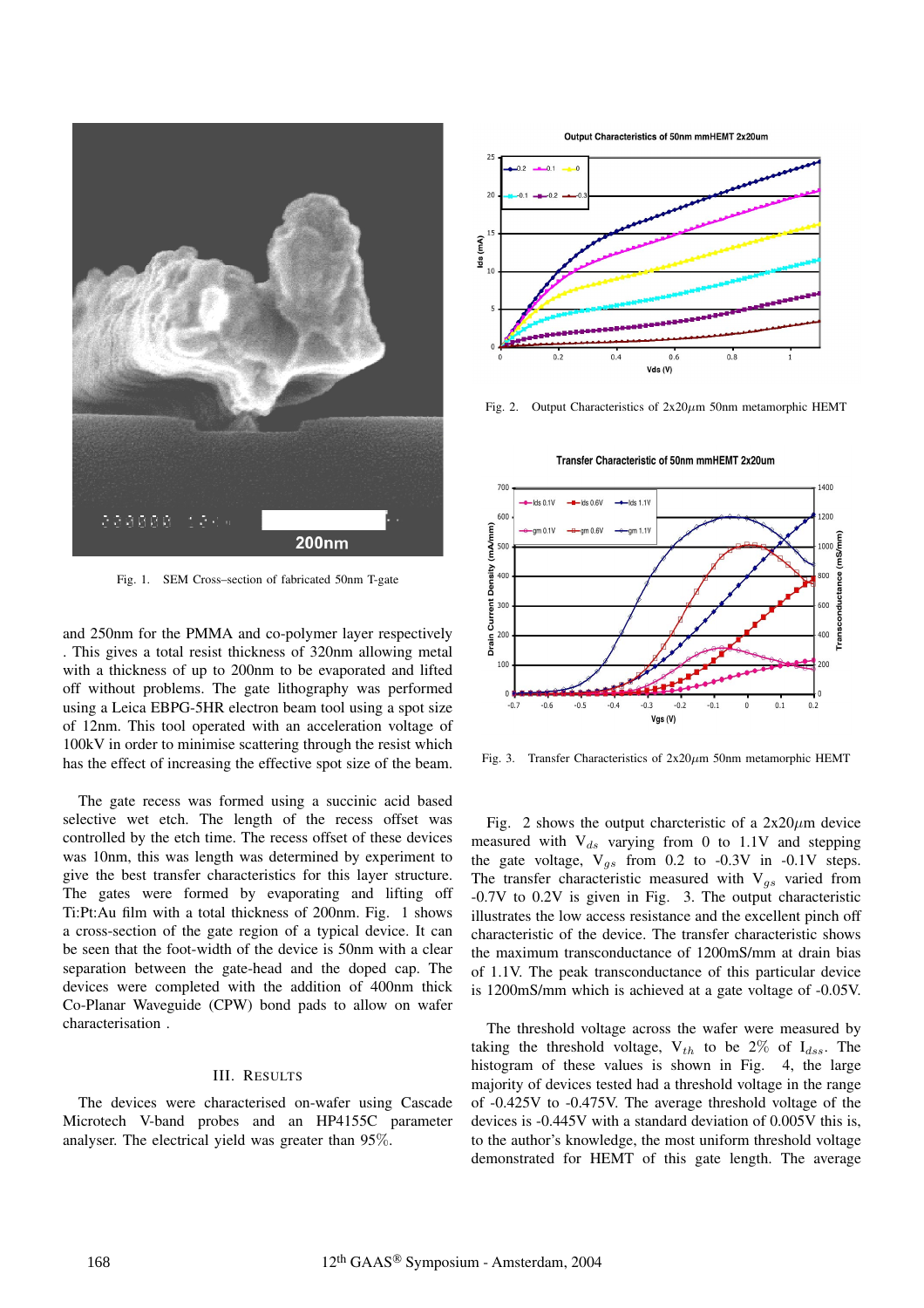Fig. 1. SEM Cross–section of fabricated 50nm T-gate

and 250nm for the PMMA and co-polymer layer respectively . This gives a total resist thickness of 320nm allowing metal with a thickness of up to 200nm to be evaporated and lifted off without problems. The gate lithography was performed using a Leica EBPG-5HR electron beam tool using a spot size of 12nm. This tool operated with an acceleration voltage of 100kV in order to minimise scattering through the resist which has the effect of increasing the effective spot size of the beam.

The gate recess was formed using a succinic acid based selective wet etch. The length of the recess offset was controlled by the etch time. The recess offset of these devices was 10nm, this was length was determined by experiment to give the best transfer characteristics for this layer structure. The gates were formed by evaporating and lifting off Ti:Pt:Au film with a total thickness of 200nm. Fig. 1 shows a cross-section of the gate region of a typical device. It can be seen that the foot-width of the device is 50nm with a clear separation between the gate-head and the doped cap. The devices were completed with the addition of 400nm thick Co-Planar Waveguide (CPW) bond pads to allow on wafer characterisation .

## III. Results

The devices were characterised on-wafer using Cascade Microtech V-band probes and an HP4155C parameter analyser. The electrical yield was greater than 95%.

Fig. 2. Output Characteristics of 2x20$\mu$m 50nm metamorphic HEMT

Fig. 3. Transfer Characteristics of 2x20$\mu$m 50nm metamorphic HEMT

Fig. 2 shows the output charcteristic of a 2x20$\mu$m device measured with $V_{ds}$ varying from 0 to 1.1V and stepping the gate voltage, $V_{gs}$ from 0.2 to -0.3V in -0.1V steps. The transfer characteristic measured with $V_{gs}$ varied from -0.7V to 0.2V is given in Fig. 3. The output characteristic illustrates the low access resistance and the excellent pinch off characteristic of the device. The transfer characteristic shows the maximum transconductance of 1200mS/mm at drain bias of 1.1V. The peak transconductance of this particular device is 1200mS/mm which is achieved at a gate voltage of -0.05V.

The threshold voltage across the wafer were measured by taking the threshold voltage, $V_{th}$ to be 2% of $I_{dss}$. The histogram of these values is shown in Fig. 4, the large majority of devices tested had a threshold voltage in the range of -0.425V to -0.475V. The average threshold voltage of the devices is -0.445V with a standard deviation of 0.005V this is, to the author's knowledge, the most uniform threshold voltage demonstrated for HEMT of this gate length. The average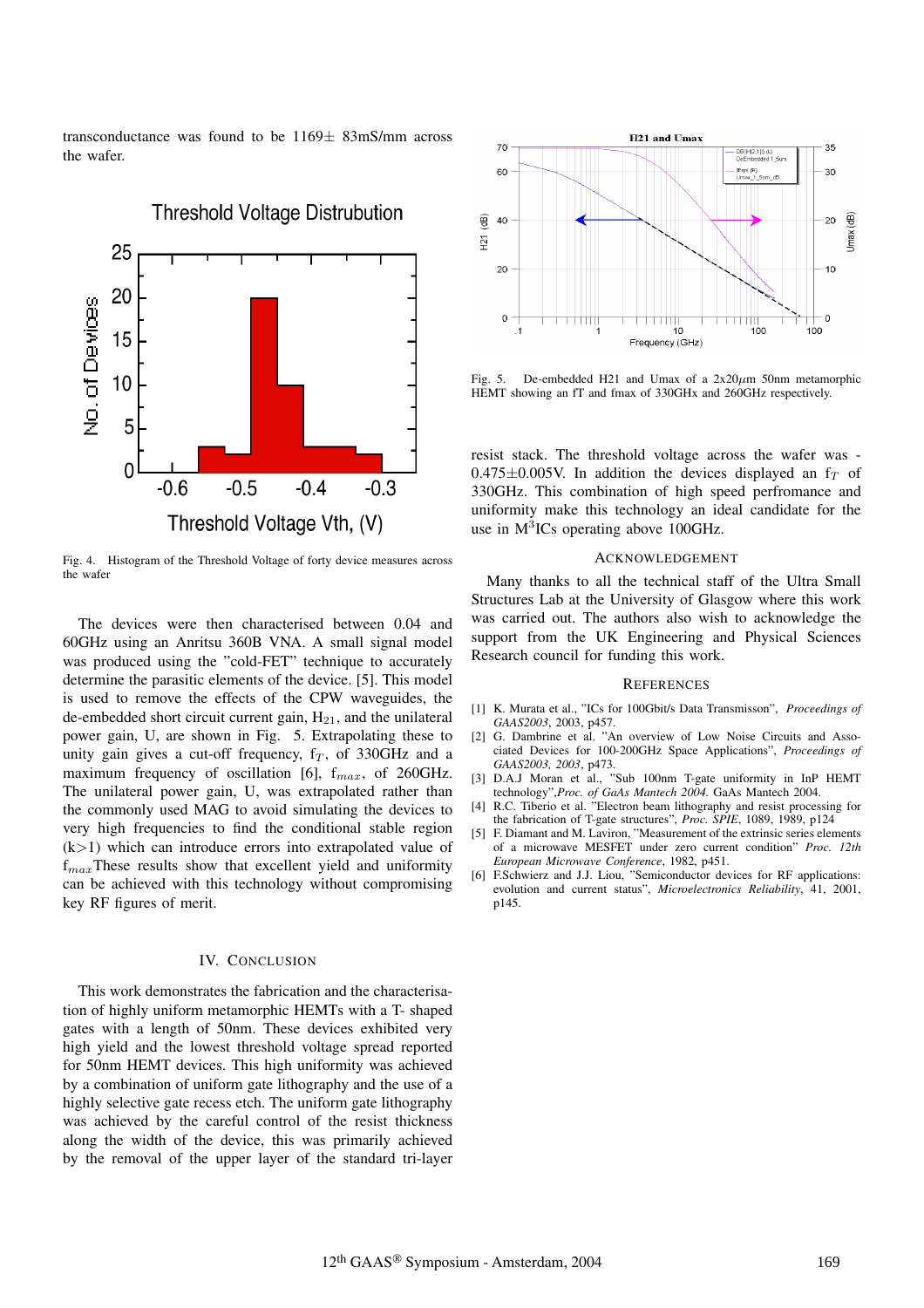transconductance was found to be 1169± 83mS/mm across the wafer.

Threshold Voltage Distrubution

No. of Devices

25
20
15
10
5
0

-0.6 -0.5 -0.4 -0.3

Threshold Voltage Vth, (V)

Fig. 4. Histogram of the Threshold Voltage of forty device measures across the wafer

The devices were then characterised between 0.04 and 60GHz using an Anritsu 360B VNA. A small signal model was produced using the "cold-FET" technique to accurately determine the parasitic elements of the device. [5]. This model is used to remove the effects of the CPW waveguides, the de-embedded short circuit current gain, $H_{21}$, and the unilateral power gain, U, are shown in Fig. 5. Extrapolating these to unity gain gives a cut-off frequency, $f_T$, of 330GHz and a maximum frequency of oscillation [6], $f_{max}$, of 260GHz. The unilateral power gain, U, was extrapolated rather than the commonly used MAG to avoid simulating the devices to very high frequencies to find the conditional stable region (k>1) which can introduce errors into extrapolated value of $f_{max}$These results show that excellent yield and uniformity can be achieved with this technology without compromising key RF figures of merit.

## IV. Conclusion

This work demonstrates the fabrication and the characterisation of highly uniform metamorphic HEMTs with a T- shaped gates with a length of 50nm. These devices exhibited very high yield and the lowest threshold voltage spread reported for 50nm HEMT devices. This high uniformity was achieved by a combination of uniform gate lithography and the use of a highly selective gate recess etch. The uniform gate lithography was achieved by the careful control of the resist thickness along the width of the device, this was primarily achieved by the removal of the upper layer of the standard tri-layer resist stack. The threshold voltage across the wafer was -0.475±0.005V. In addition the devices displayed an $f_T$ of 330GHz. This combination of high speed perfromance and uniformity make this technology an ideal candidate for the use in $M^3$ICs operating above 100GHz.

H21 and Umax

H21 (dB)
Umax (dB)
Frequency (GHz)

DB(|H(2,1)|) (L)
DeEmbedded 1_5um
Umax_1_5um_dB

70
60
40
20
0
35
30
20
10
0
.1
1
10
100
100

Fig. 5. De-embedded H21 and Umax of a 2x20$\mu$m 50nm metamorphic HEMT showing an fT and fmax of 330GHx and 260GHz respectively.

## Acknowledgement

Many thanks to all the technical staff of the Ultra Small Structures Lab at the University of Glasgow where this work was carried out. The authors also wish to acknowledge the support from the UK Engineering and Physical Sciences Research council for funding this work.

## References

[1] K. Murata et al., "ICs for 100Gbit/s Data Transmisson", *Proceedings of GAAS2003*, 2003, p457.

[2] G. Dambrine et al. "An overview of Low Noise Circuits and Associated Devices for 100-200GHz Space Applications", *Proceedings of GAAS2003, 2003*, p473.

[3] D.A.J Moran et al., "Sub 100nm T-gate uniformity in InP HEMT technology",*Proc. of GaAs Mantech 2004.* GaAs Mantech 2004.

[4] R.C. Tiberio et al. "Electron beam lithography and resist processing for the fabrication of T-gate structures", *Proc. SPIE*, 1089, 1989, p124

[5] F. Diamant and M. Laviron, "Measurement of the extrinsic series elements of a microwave MESFET under zero current condition" *Proc. 12th European Microwave Conference*, 1982, p451.

[6] F.Schwierz and J.J. Liou, "Semiconductor devices for RF applications: evolution and current status", *Microelectronics Reliability*, 41, 2001, p145.